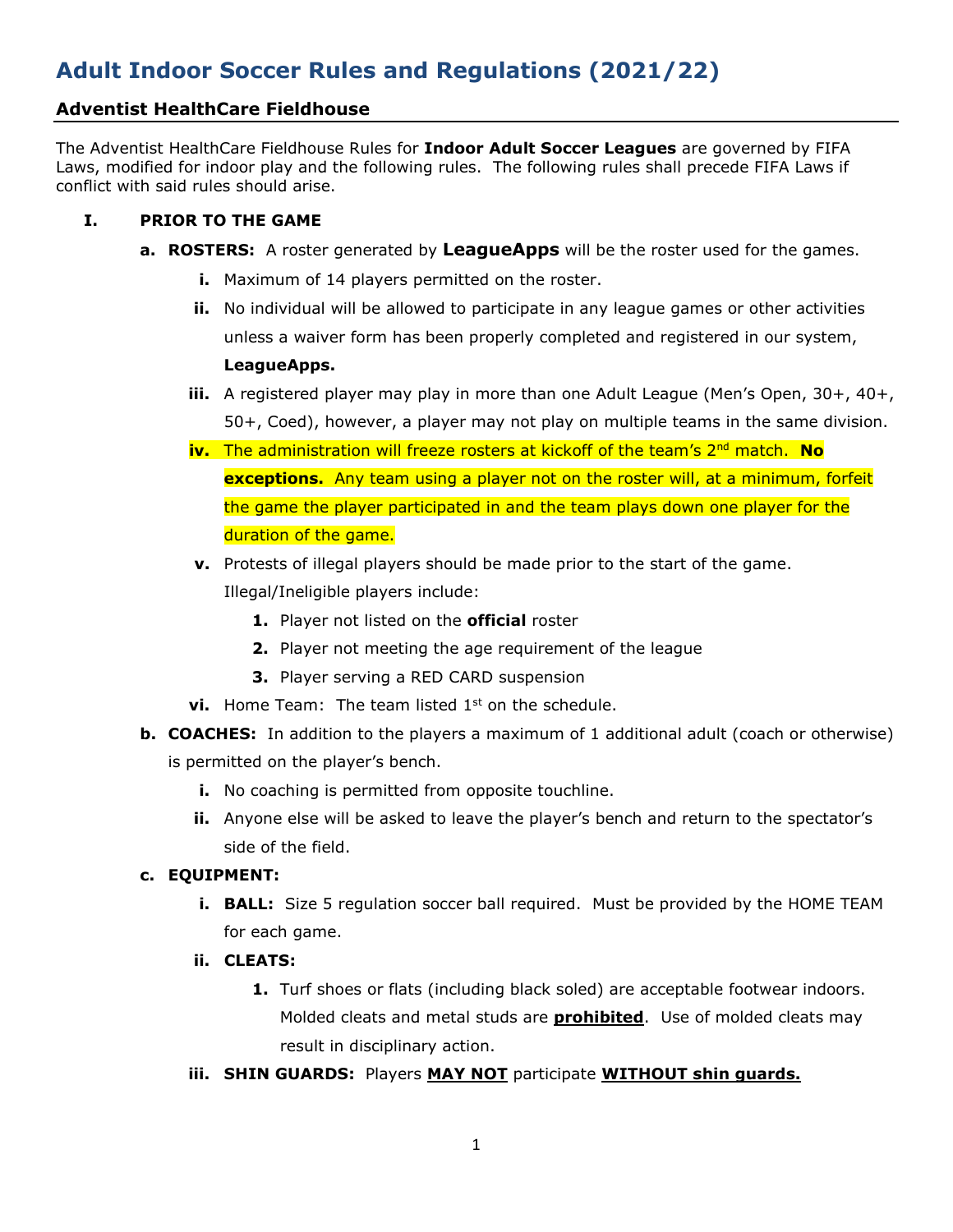# Adult Indoor Soccer Rules and Regulations (2021/22)

## Adventist HealthCare Fieldhouse

The Adventist HealthCare Fieldhouse Rules for **Indoor Adult Soccer Leagues** are governed by FIFA Laws, modified for indoor play and the following rules. The following rules shall precede FIFA Laws if conflict with said rules should arise.

**I. PRIOR TO THE GAME**

- **a. ROSTERS:** A roster generated by **LeagueApps** will be the roster used for the games.
  - **i.** Maximum of 14 players permitted on the roster.
  - **ii.** No individual will be allowed to participate in any league games or other activities unless a waiver form has been properly completed and registered in our system, **LeagueApps.**
  - **iii.** A registered player may play in more than one Adult League (Men's Open, 30+, 40+, 50+, Coed), however, a player may not play on multiple teams in the same division.
  - **iv.** The administration will freeze rosters at kickoff of the team's 2nd match. **No exceptions.** Any team using a player not on the roster will, at a minimum, forfeit the game the player participated in and the team plays down one player for the duration of the game.
  - **v.** Protests of illegal players should be made prior to the start of the game. Illegal/Ineligible players include:
    1. Player not listed on the **official** roster
    2. Player not meeting the age requirement of the league
    3. Player serving a RED CARD suspension
  - **vi.** Home Team: The team listed 1st on the schedule.
- **b. COACHES:** In addition to the players a maximum of 1 additional adult (coach or otherwise) is permitted on the player's bench.
  - **i.** No coaching is permitted from opposite touchline.
  - **ii.** Anyone else will be asked to leave the player's bench and return to the spectator's side of the field.
- **c. EQUIPMENT:**
  - **i. BALL:** Size 5 regulation soccer ball required. Must be provided by the HOME TEAM for each game.
  - **ii. CLEATS:**
    1. Turf shoes or flats (including black soled) are acceptable footwear indoors. Molded cleats and metal studs are **prohibited**. Use of molded cleats may result in disciplinary action.
  - **iii. SHIN GUARDS:** Players **MAY NOT** participate **WITHOUT shin guards.**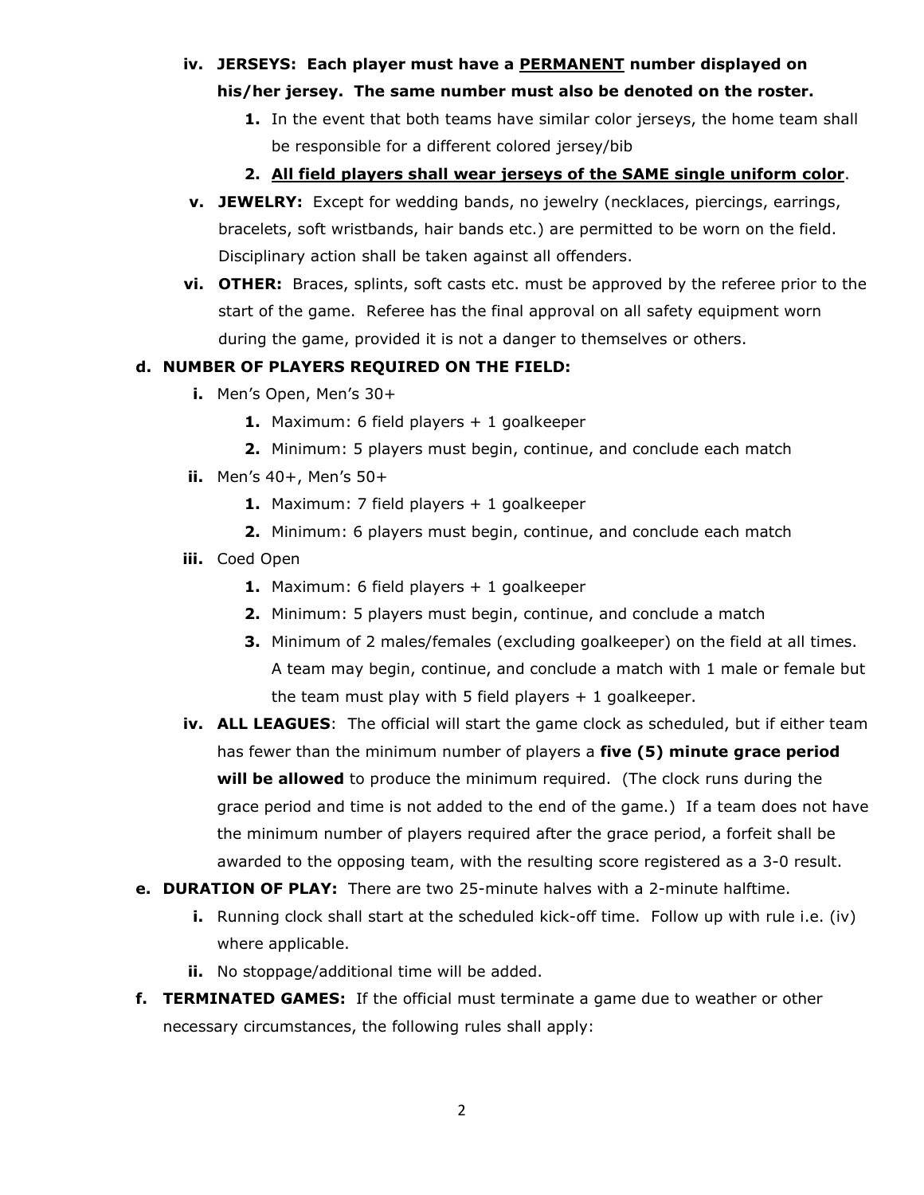- **iv. JERSEYS: Each player must have a <u>PERMANENT</u> number displayed on his/her jersey. The same number must also be denoted on the roster.**
  - **1.** In the event that both teams have similar color jerseys, the home team shall be responsible for a different colored jersey/bib
  - **2. <u>All field players shall wear jerseys of the SAME single uniform color</u>**.
- **v. JEWELRY:** Except for wedding bands, no jewelry (necklaces, piercings, earrings, bracelets, soft wristbands, hair bands etc.) are permitted to be worn on the field. Disciplinary action shall be taken against all offenders.
- **vi. OTHER:** Braces, splints, soft casts etc. must be approved by the referee prior to the start of the game. Referee has the final approval on all safety equipment worn during the game, provided it is not a danger to themselves or others.

**d. NUMBER OF PLAYERS REQUIRED ON THE FIELD:**

- **i.** Men's Open, Men's 30+
  - **1.** Maximum: 6 field players + 1 goalkeeper
  - **2.** Minimum: 5 players must begin, continue, and conclude each match
- **ii.** Men's 40+, Men's 50+
  - **1.** Maximum: 7 field players + 1 goalkeeper
  - **2.** Minimum: 6 players must begin, continue, and conclude each match
- **iii.** Coed Open
  - **1.** Maximum: 6 field players + 1 goalkeeper
  - **2.** Minimum: 5 players must begin, continue, and conclude a match
  - **3.** Minimum of 2 males/females (excluding goalkeeper) on the field at all times. A team may begin, continue, and conclude a match with 1 male or female but the team must play with 5 field players + 1 goalkeeper.
- **iv. ALL LEAGUES**: The official will start the game clock as scheduled, but if either team has fewer than the minimum number of players a **five (5) minute grace period will be allowed** to produce the minimum required. (The clock runs during the grace period and time is not added to the end of the game.) If a team does not have the minimum number of players required after the grace period, a forfeit shall be awarded to the opposing team, with the resulting score registered as a 3-0 result.

**e. DURATION OF PLAY:** There are two 25-minute halves with a 2-minute halftime.

- **i.** Running clock shall start at the scheduled kick-off time. Follow up with rule i.e. (iv) where applicable.
- **ii.** No stoppage/additional time will be added.

**f. TERMINATED GAMES:** If the official must terminate a game due to weather or other necessary circumstances, the following rules shall apply: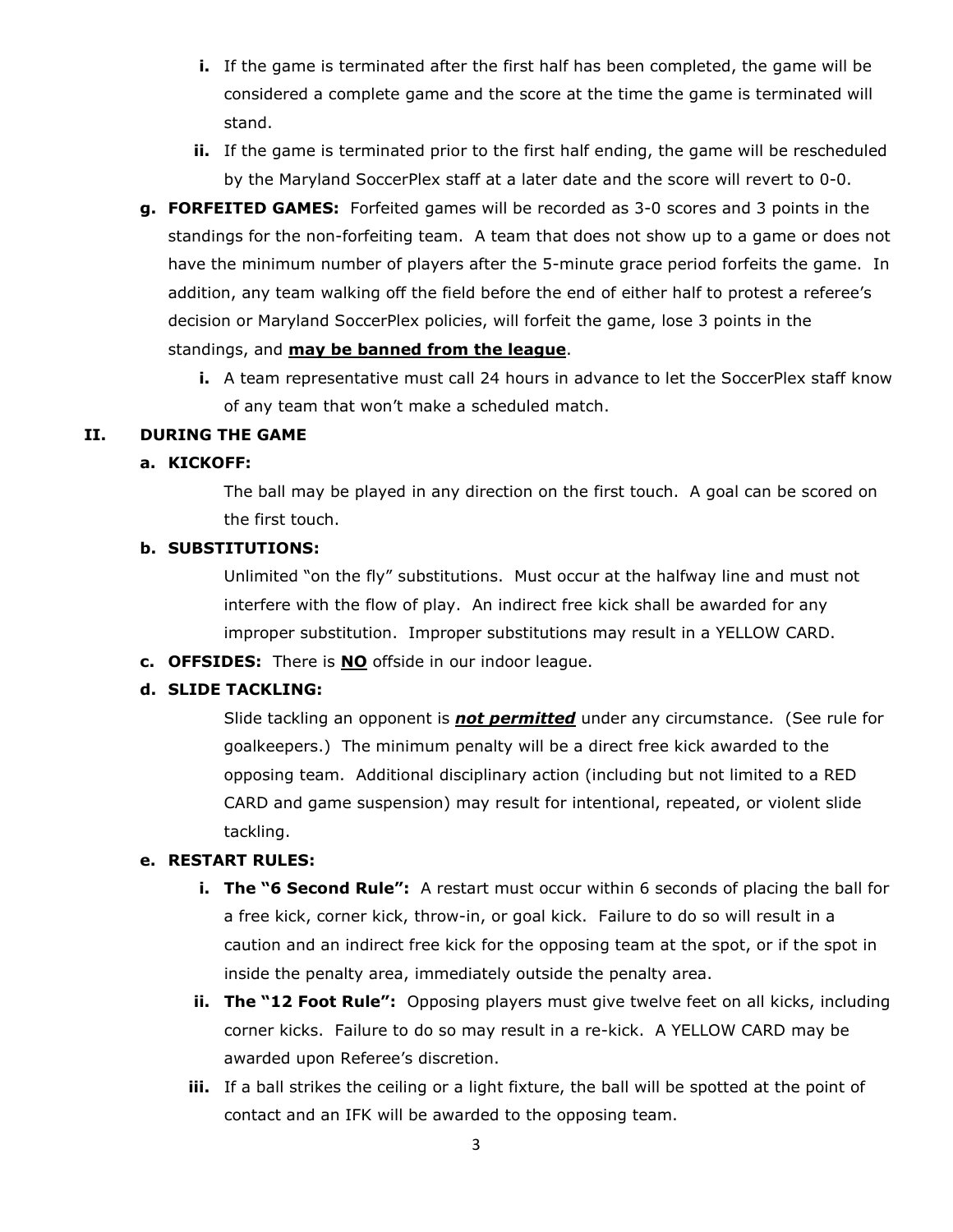i. If the game is terminated after the first half has been completed, the game will be considered a complete game and the score at the time the game is terminated will stand.
   ii. If the game is terminated prior to the first half ending, the game will be rescheduled by the Maryland SoccerPlex staff at a later date and the score will revert to 0-0.

g. **FORFEITED GAMES:** Forfeited games will be recorded as 3-0 scores and 3 points in the standings for the non-forfeiting team. A team that does not show up to a game or does not have the minimum number of players after the 5-minute grace period forfeits the game. In addition, any team walking off the field before the end of either half to protest a referee's decision or Maryland SoccerPlex policies, will forfeit the game, lose 3 points in the standings, and <u>**may be banned from the league**</u>.
   i. A team representative must call 24 hours in advance to let the SoccerPlex staff know of any team that won't make a scheduled match.

## II. DURING THE GAME

**a. KICKOFF:**

The ball may be played in any direction on the first touch. A goal can be scored on the first touch.

**b. SUBSTITUTIONS:**

Unlimited "on the fly" substitutions. Must occur at the halfway line and must not interfere with the flow of play. An indirect free kick shall be awarded for any improper substitution. Improper substitutions may result in a YELLOW CARD.

**c. OFFSIDES:** There is <u>**NO**</u> offside in our indoor league.

**d. SLIDE TACKLING:**

Slide tackling an opponent is <u>***not permitted***</u> under any circumstance. (See rule for goalkeepers.) The minimum penalty will be a direct free kick awarded to the opposing team. Additional disciplinary action (including but not limited to a RED CARD and game suspension) may result for intentional, repeated, or violent slide tackling.

**e. RESTART RULES:**

   i. **The "6 Second Rule":** A restart must occur within 6 seconds of placing the ball for a free kick, corner kick, throw-in, or goal kick. Failure to do so will result in a caution and an indirect free kick for the opposing team at the spot, or if the spot in inside the penalty area, immediately outside the penalty area.
   ii. **The "12 Foot Rule":** Opposing players must give twelve feet on all kicks, including corner kicks. Failure to do so may result in a re-kick. A YELLOW CARD may be awarded upon Referee's discretion.
   iii. If a ball strikes the ceiling or a light fixture, the ball will be spotted at the point of contact and an IFK will be awarded to the opposing team.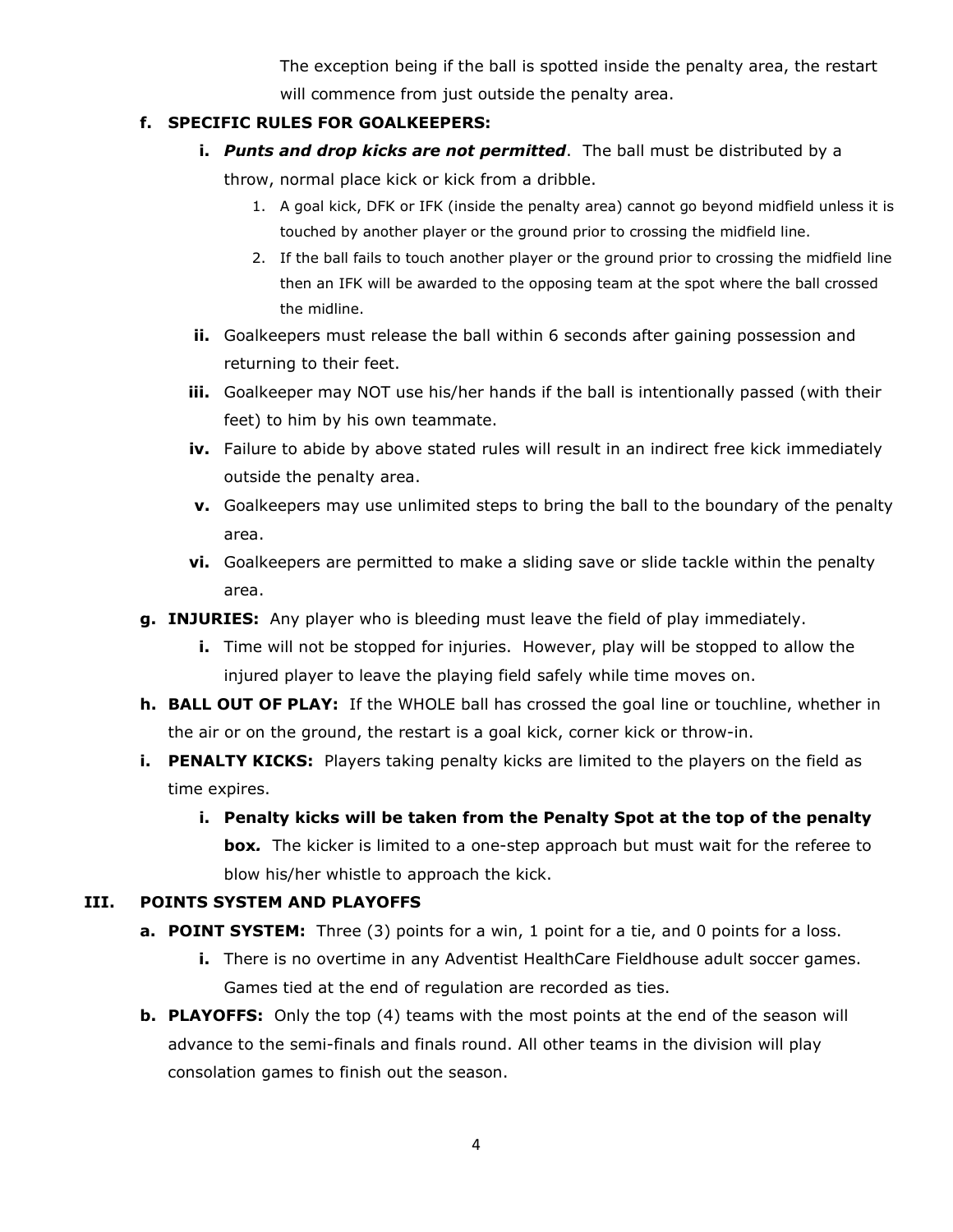The exception being if the ball is spotted inside the penalty area, the restart will commence from just outside the penalty area.

**f. SPECIFIC RULES FOR GOALKEEPERS:**

- **i.** ***Punts and drop kicks are not permitted***. The ball must be distributed by a throw, normal place kick or kick from a dribble.
  1. A goal kick, DFK or IFK (inside the penalty area) cannot go beyond midfield unless it is touched by another player or the ground prior to crossing the midfield line.
  2. If the ball fails to touch another player or the ground prior to crossing the midfield line then an IFK will be awarded to the opposing team at the spot where the ball crossed the midline.
- **ii.** Goalkeepers must release the ball within 6 seconds after gaining possession and returning to their feet.
- **iii.** Goalkeeper may NOT use his/her hands if the ball is intentionally passed (with their feet) to him by his own teammate.
- **iv.** Failure to abide by above stated rules will result in an indirect free kick immediately outside the penalty area.
- **v.** Goalkeepers may use unlimited steps to bring the ball to the boundary of the penalty area.
- **vi.** Goalkeepers are permitted to make a sliding save or slide tackle within the penalty area.

**g. INJURIES:** Any player who is bleeding must leave the field of play immediately.

- **i.** Time will not be stopped for injuries. However, play will be stopped to allow the injured player to leave the playing field safely while time moves on.

**h. BALL OUT OF PLAY:** If the WHOLE ball has crossed the goal line or touchline, whether in the air or on the ground, the restart is a goal kick, corner kick or throw-in.

**i. PENALTY KICKS:** Players taking penalty kicks are limited to the players on the field as time expires.

- **i. Penalty kicks will be taken from the Penalty Spot at the top of the penalty box*.*** The kicker is limited to a one-step approach but must wait for the referee to blow his/her whistle to approach the kick.

## III. POINTS SYSTEM AND PLAYOFFS

**a. POINT SYSTEM:** Three (3) points for a win, 1 point for a tie, and 0 points for a loss.

- **i.** There is no overtime in any Adventist HealthCare Fieldhouse adult soccer games. Games tied at the end of regulation are recorded as ties.

**b. PLAYOFFS:** Only the top (4) teams with the most points at the end of the season will advance to the semi-finals and finals round. All other teams in the division will play consolation games to finish out the season.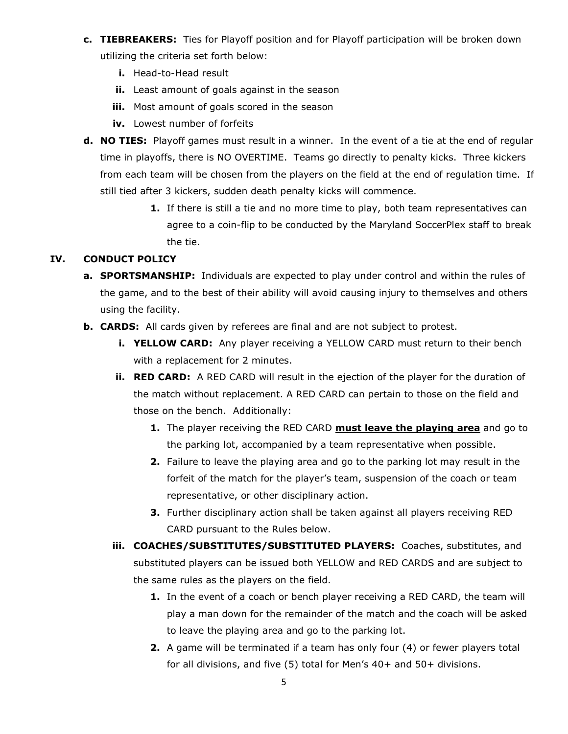- **c. TIEBREAKERS:** Ties for Playoff position and for Playoff participation will be broken down utilizing the criteria set forth below:
    - **i.** Head-to-Head result
    - **ii.** Least amount of goals against in the season
    - **iii.** Most amount of goals scored in the season
    - **iv.** Lowest number of forfeits
- **d. NO TIES:** Playoff games must result in a winner. In the event of a tie at the end of regular time in playoffs, there is NO OVERTIME. Teams go directly to penalty kicks. Three kickers from each team will be chosen from the players on the field at the end of regulation time. If still tied after 3 kickers, sudden death penalty kicks will commence.
    - **1.** If there is still a tie and no more time to play, both team representatives can agree to a coin-flip to be conducted by the Maryland SoccerPlex staff to break the tie.

## IV. CONDUCT POLICY

- **a. SPORTSMANSHIP:** Individuals are expected to play under control and within the rules of the game, and to the best of their ability will avoid causing injury to themselves and others using the facility.
- **b. CARDS:** All cards given by referees are final and are not subject to protest.
    - **i. YELLOW CARD:** Any player receiving a YELLOW CARD must return to their bench with a replacement for 2 minutes.
    - **ii. RED CARD:** A RED CARD will result in the ejection of the player for the duration of the match without replacement. A RED CARD can pertain to those on the field and those on the bench. Additionally:
        - **1.** The player receiving the RED CARD <u>**must leave the playing area**</u> and go to the parking lot, accompanied by a team representative when possible.
        - **2.** Failure to leave the playing area and go to the parking lot may result in the forfeit of the match for the player's team, suspension of the coach or team representative, or other disciplinary action.
        - **3.** Further disciplinary action shall be taken against all players receiving RED CARD pursuant to the Rules below.
    - **iii. COACHES/SUBSTITUTES/SUBSTITUTED PLAYERS:** Coaches, substitutes, and substituted players can be issued both YELLOW and RED CARDS and are subject to the same rules as the players on the field.
        - **1.** In the event of a coach or bench player receiving a RED CARD, the team will play a man down for the remainder of the match and the coach will be asked to leave the playing area and go to the parking lot.
        - **2.** A game will be terminated if a team has only four (4) or fewer players total for all divisions, and five (5) total for Men's 40+ and 50+ divisions.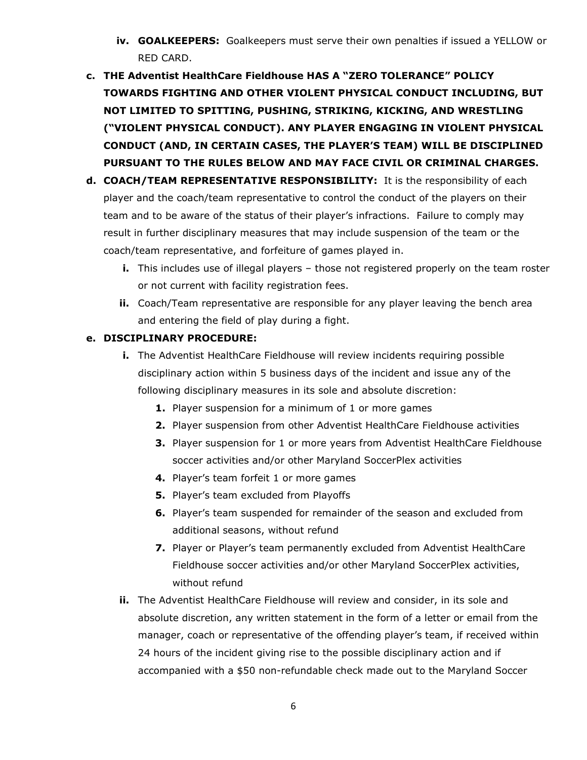iv. **GOALKEEPERS:** Goalkeepers must serve their own penalties if issued a YELLOW or RED CARD.

c. **THE Adventist HealthCare Fieldhouse HAS A "ZERO TOLERANCE" POLICY TOWARDS FIGHTING AND OTHER VIOLENT PHYSICAL CONDUCT INCLUDING, BUT NOT LIMITED TO SPITTING, PUSHING, STRIKING, KICKING, AND WRESTLING ("VIOLENT PHYSICAL CONDUCT). ANY PLAYER ENGAGING IN VIOLENT PHYSICAL CONDUCT (AND, IN CERTAIN CASES, THE PLAYER'S TEAM) WILL BE DISCIPLINED PURSUANT TO THE RULES BELOW AND MAY FACE CIVIL OR CRIMINAL CHARGES.**

d. **COACH/TEAM REPRESENTATIVE RESPONSIBILITY:** It is the responsibility of each player and the coach/team representative to control the conduct of the players on their team and to be aware of the status of their player's infractions. Failure to comply may result in further disciplinary measures that may include suspension of the team or the coach/team representative, and forfeiture of games played in.

   i. This includes use of illegal players – those not registered properly on the team roster or not current with facility registration fees.

   ii. Coach/Team representative are responsible for any player leaving the bench area and entering the field of play during a fight.

e. **DISCIPLINARY PROCEDURE:**

   i. The Adventist HealthCare Fieldhouse will review incidents requiring possible disciplinary action within 5 business days of the incident and issue any of the following disciplinary measures in its sole and absolute discretion:

      1. Player suspension for a minimum of 1 or more games
      2. Player suspension from other Adventist HealthCare Fieldhouse activities
      3. Player suspension for 1 or more years from Adventist HealthCare Fieldhouse soccer activities and/or other Maryland SoccerPlex activities
      4. Player's team forfeit 1 or more games
      5. Player's team excluded from Playoffs
      6. Player's team suspended for remainder of the season and excluded from additional seasons, without refund
      7. Player or Player's team permanently excluded from Adventist HealthCare Fieldhouse soccer activities and/or other Maryland SoccerPlex activities, without refund

   ii. The Adventist HealthCare Fieldhouse will review and consider, in its sole and absolute discretion, any written statement in the form of a letter or email from the manager, coach or representative of the offending player's team, if received within 24 hours of the incident giving rise to the possible disciplinary action and if accompanied with a $50 non-refundable check made out to the Maryland Soccer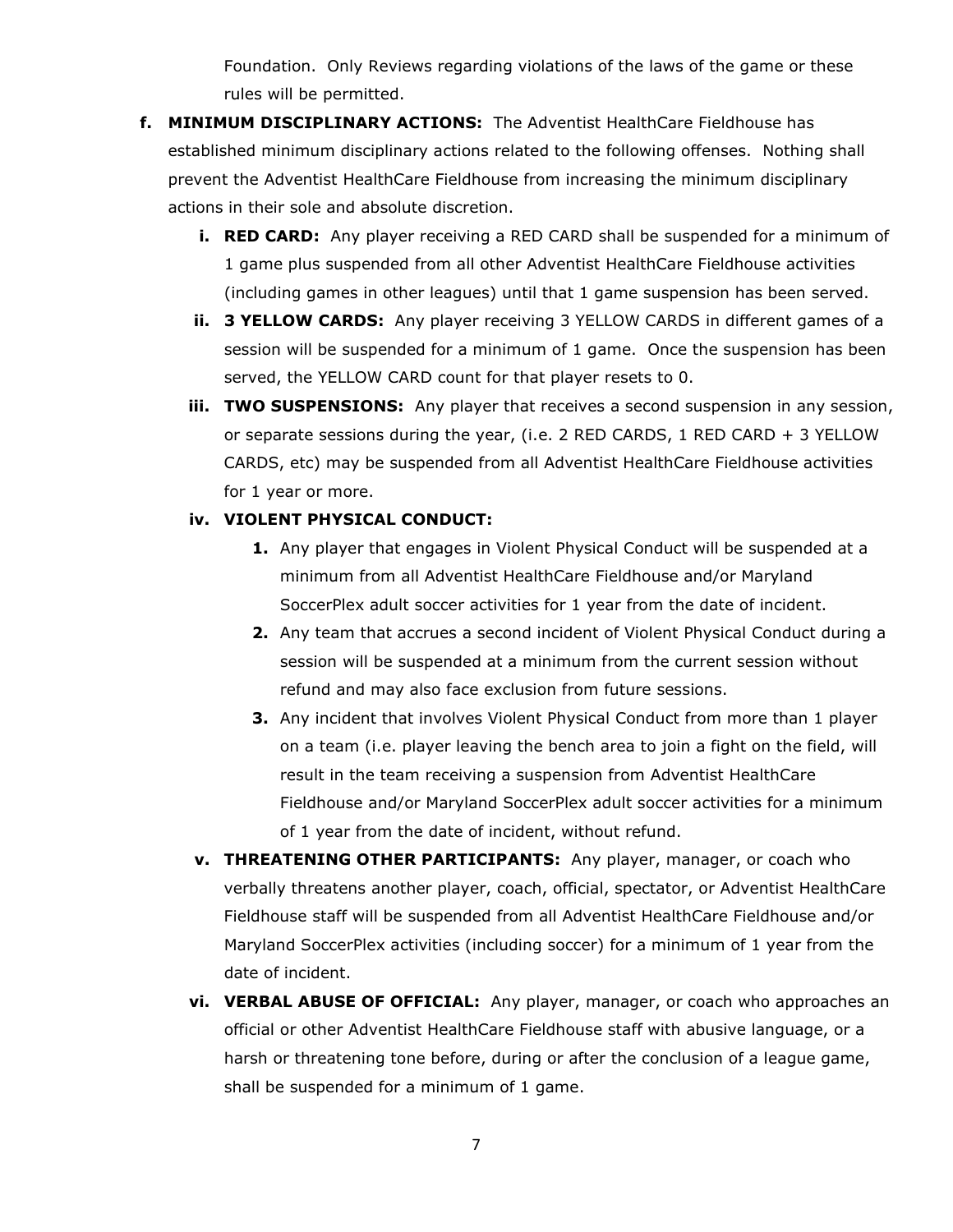Foundation. Only Reviews regarding violations of the laws of the game or these rules will be permitted.

f. **MINIMUM DISCIPLINARY ACTIONS:** The Adventist HealthCare Fieldhouse has established minimum disciplinary actions related to the following offenses. Nothing shall prevent the Adventist HealthCare Fieldhouse from increasing the minimum disciplinary actions in their sole and absolute discretion.

   i. **RED CARD:** Any player receiving a RED CARD shall be suspended for a minimum of 1 game plus suspended from all other Adventist HealthCare Fieldhouse activities (including games in other leagues) until that 1 game suspension has been served.

   ii. **3 YELLOW CARDS:** Any player receiving 3 YELLOW CARDS in different games of a session will be suspended for a minimum of 1 game. Once the suspension has been served, the YELLOW CARD count for that player resets to 0.

   iii. **TWO SUSPENSIONS:** Any player that receives a second suspension in any session, or separate sessions during the year, (i.e. 2 RED CARDS, 1 RED CARD + 3 YELLOW CARDS, etc) may be suspended from all Adventist HealthCare Fieldhouse activities for 1 year or more.

   iv. **VIOLENT PHYSICAL CONDUCT:**

      1. Any player that engages in Violent Physical Conduct will be suspended at a minimum from all Adventist HealthCare Fieldhouse and/or Maryland SoccerPlex adult soccer activities for 1 year from the date of incident.
      2. Any team that accrues a second incident of Violent Physical Conduct during a session will be suspended at a minimum from the current session without refund and may also face exclusion from future sessions.
      3. Any incident that involves Violent Physical Conduct from more than 1 player on a team (i.e. player leaving the bench area to join a fight on the field, will result in the team receiving a suspension from Adventist HealthCare Fieldhouse and/or Maryland SoccerPlex adult soccer activities for a minimum of 1 year from the date of incident, without refund.

   v. **THREATENING OTHER PARTICIPANTS:** Any player, manager, or coach who verbally threatens another player, coach, official, spectator, or Adventist HealthCare Fieldhouse staff will be suspended from all Adventist HealthCare Fieldhouse and/or Maryland SoccerPlex activities (including soccer) for a minimum of 1 year from the date of incident.

   vi. **VERBAL ABUSE OF OFFICIAL:** Any player, manager, or coach who approaches an official or other Adventist HealthCare Fieldhouse staff with abusive language, or a harsh or threatening tone before, during or after the conclusion of a league game, shall be suspended for a minimum of 1 game.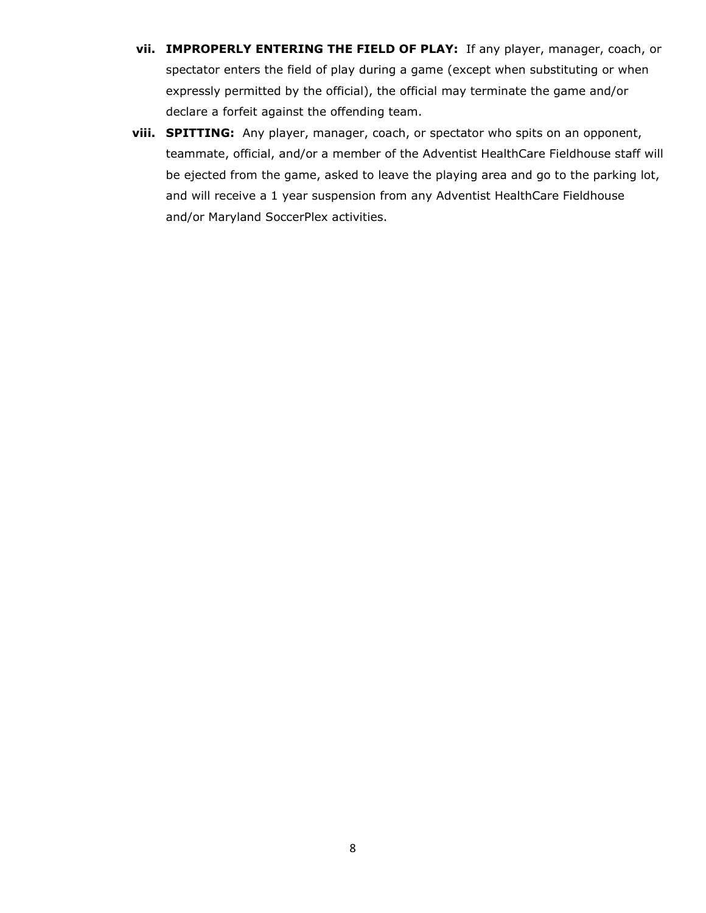vii. **IMPROPERLY ENTERING THE FIELD OF PLAY:** If any player, manager, coach, or spectator enters the field of play during a game (except when substituting or when expressly permitted by the official), the official may terminate the game and/or declare a forfeit against the offending team.

viii. **SPITTING:** Any player, manager, coach, or spectator who spits on an opponent, teammate, official, and/or a member of the Adventist HealthCare Fieldhouse staff will be ejected from the game, asked to leave the playing area and go to the parking lot, and will receive a 1 year suspension from any Adventist HealthCare Fieldhouse and/or Maryland SoccerPlex activities.